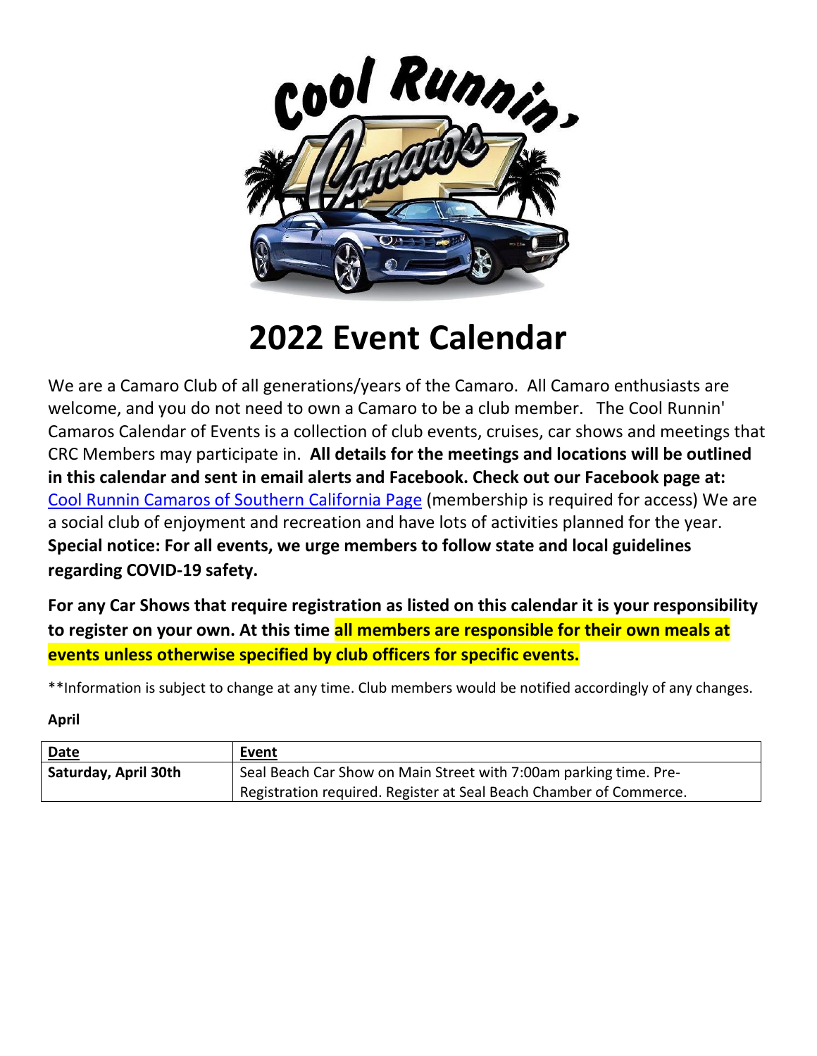# 2022 Event Calendar

We are a Camaro Club of all generations/years of the Camaro. All Camaro enthusiasts are welcome, and you do not need to own a Camaro to be a club member. The Cool Runnin' Camaros Calendar of Events is a collection of club events, cruises, car shows and meetings that CRC Members may participate in. **All details for the meetings and locations will be outlined in this calendar and sent in email alerts and Facebook. Check out our Facebook page at:** Cool Runnin Camaros of Southern California Page (membership is required for access) We are a social club of enjoyment and recreation and have lots of activities planned for the year. **Special notice: For all events, we urge members to follow state and local guidelines regarding COVID-19 safety.**

**For any Car Shows that require registration as listed on this calendar it is your responsibility to register on your own. At this time all members are responsible for their own meals at events unless otherwise specified by club officers for specific events.**

**Information is subject to change at any time. Club members would be notified accordingly of any changes.

**April**

| Date | Event |
|---|---|
| **Saturday, April 30th** | Seal Beach Car Show on Main Street with 7:00am parking time. Pre-Registration required. Register at Seal Beach Chamber of Commerce. |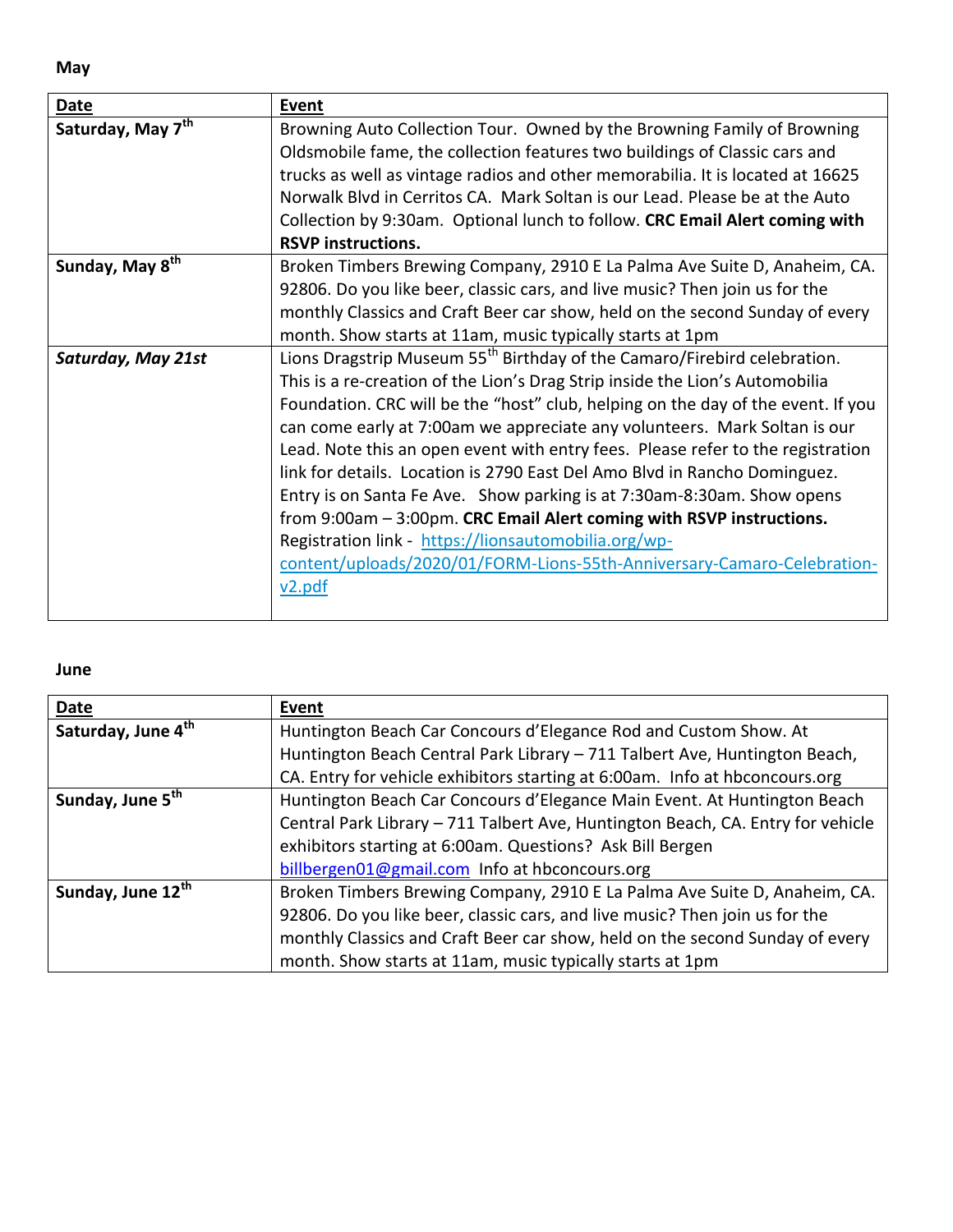**May**

| Date | Event |
|---|---|
| **Saturday, May 7th** | Browning Auto Collection Tour. Owned by the Browning Family of Browning Oldsmobile fame, the collection features two buildings of Classic cars and trucks as well as vintage radios and other memorabilia. It is located at 16625 Norwalk Blvd in Cerritos CA. Mark Soltan is our Lead. Please be at the Auto Collection by 9:30am. Optional lunch to follow. **CRC Email Alert coming with RSVP instructions.** |
| **Sunday, May 8th** | Broken Timbers Brewing Company, 2910 E La Palma Ave Suite D, Anaheim, CA. 92806. Do you like beer, classic cars, and live music? Then join us for the monthly Classics and Craft Beer car show, held on the second Sunday of every month. Show starts at 11am, music typically starts at 1pm |
| ***Saturday, May 21st*** | Lions Dragstrip Museum 55th Birthday of the Camaro/Firebird celebration. This is a re-creation of the Lion's Drag Strip inside the Lion's Automobilia Foundation. CRC will be the "host" club, helping on the day of the event. If you can come early at 7:00am we appreciate any volunteers. Mark Soltan is our Lead. Note this an open event with entry fees. Please refer to the registration link for details. Location is 2790 East Del Amo Blvd in Rancho Dominguez. Entry is on Santa Fe Ave. Show parking is at 7:30am-8:30am. Show opens from 9:00am – 3:00pm. **CRC Email Alert coming with RSVP instructions.** Registration link - https://lionsautomobilia.org/wp-content/uploads/2020/01/FORM-Lions-55th-Anniversary-Camaro-Celebration-v2.pdf |

**June**

| Date | Event |
|---|---|
| **Saturday, June 4th** | Huntington Beach Car Concours d'Elegance Rod and Custom Show. At Huntington Beach Central Park Library – 711 Talbert Ave, Huntington Beach, CA. Entry for vehicle exhibitors starting at 6:00am. Info at hbconcours.org |
| **Sunday, June 5th** | Huntington Beach Car Concours d'Elegance Main Event. At Huntington Beach Central Park Library – 711 Talbert Ave, Huntington Beach, CA. Entry for vehicle exhibitors starting at 6:00am. Questions? Ask Bill Bergen billbergen01@gmail.com Info at hbconcours.org |
| **Sunday, June 12th** | Broken Timbers Brewing Company, 2910 E La Palma Ave Suite D, Anaheim, CA. 92806. Do you like beer, classic cars, and live music? Then join us for the monthly Classics and Craft Beer car show, held on the second Sunday of every month. Show starts at 11am, music typically starts at 1pm |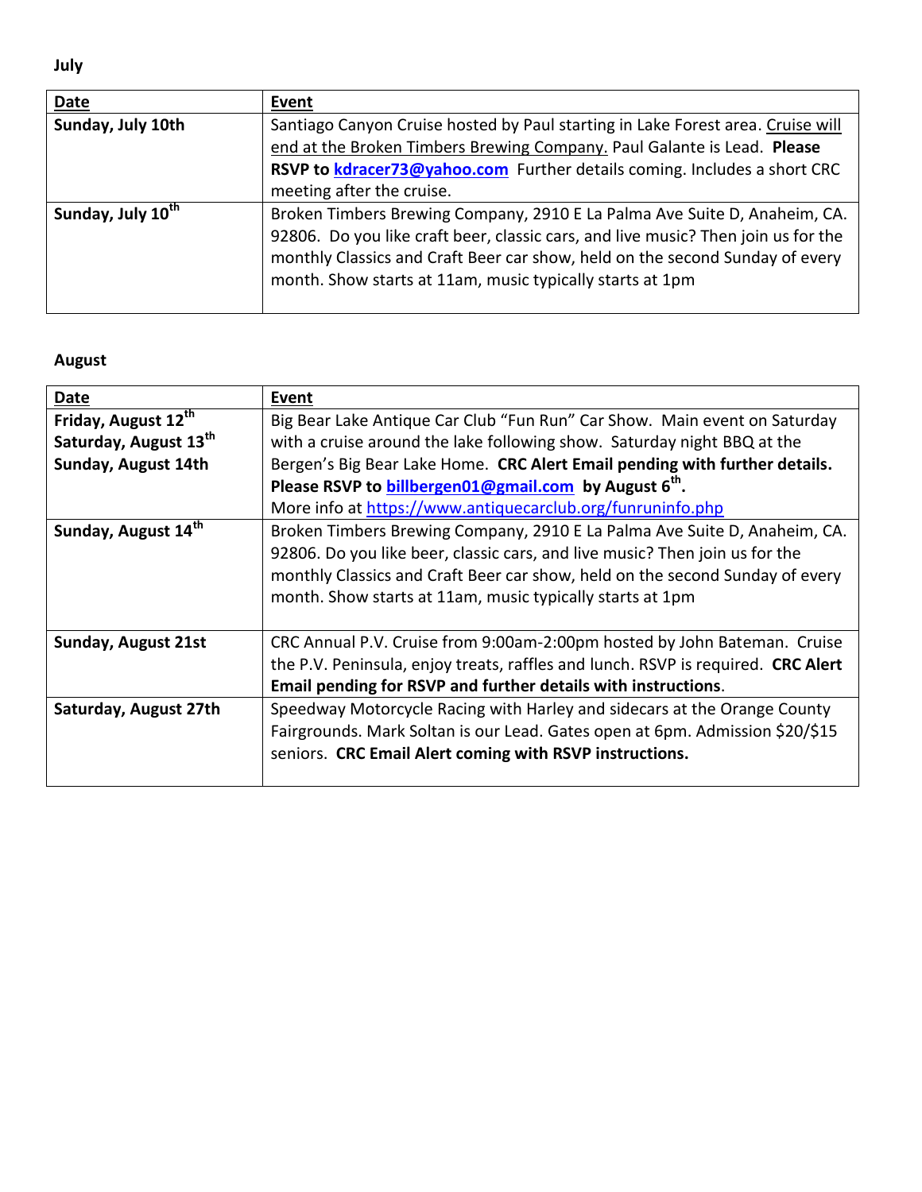**July**

| Date | Event |
|---|---|
| **Sunday, July 10th** | Santiago Canyon Cruise hosted by Paul starting in Lake Forest area. Cruise will end at the Broken Timbers Brewing Company. Paul Galante is Lead. **Please RSVP to kdracer73@yahoo.com** Further details coming. Includes a short CRC meeting after the cruise. |
| **Sunday, July 10th** | Broken Timbers Brewing Company, 2910 E La Palma Ave Suite D, Anaheim, CA. 92806. Do you like craft beer, classic cars, and live music? Then join us for the monthly Classics and Craft Beer car show, held on the second Sunday of every month. Show starts at 11am, music typically starts at 1pm |

**August**

| Date | Event |
|---|---|
| **Friday, August 12th**<br>**Saturday, August 13th**<br>**Sunday, August 14th** | Big Bear Lake Antique Car Club "Fun Run" Car Show. Main event on Saturday with a cruise around the lake following show. Saturday night BBQ at the Bergen's Big Bear Lake Home. **CRC Alert Email pending with further details. Please RSVP to billbergen01@gmail.com by August 6th.**<br>More info at https://www.antiquecarclub.org/funruninfo.php |
| **Sunday, August 14th** | Broken Timbers Brewing Company, 2910 E La Palma Ave Suite D, Anaheim, CA. 92806. Do you like beer, classic cars, and live music? Then join us for the monthly Classics and Craft Beer car show, held on the second Sunday of every month. Show starts at 11am, music typically starts at 1pm |
| **Sunday, August 21st** | CRC Annual P.V. Cruise from 9:00am-2:00pm hosted by John Bateman. Cruise the P.V. Peninsula, enjoy treats, raffles and lunch. RSVP is required. **CRC Alert Email pending for RSVP and further details with instructions**. |
| **Saturday, August 27th** | Speedway Motorcycle Racing with Harley and sidecars at the Orange County Fairgrounds. Mark Soltan is our Lead. Gates open at 6pm. Admission $20/$15 seniors. **CRC Email Alert coming with RSVP instructions.** |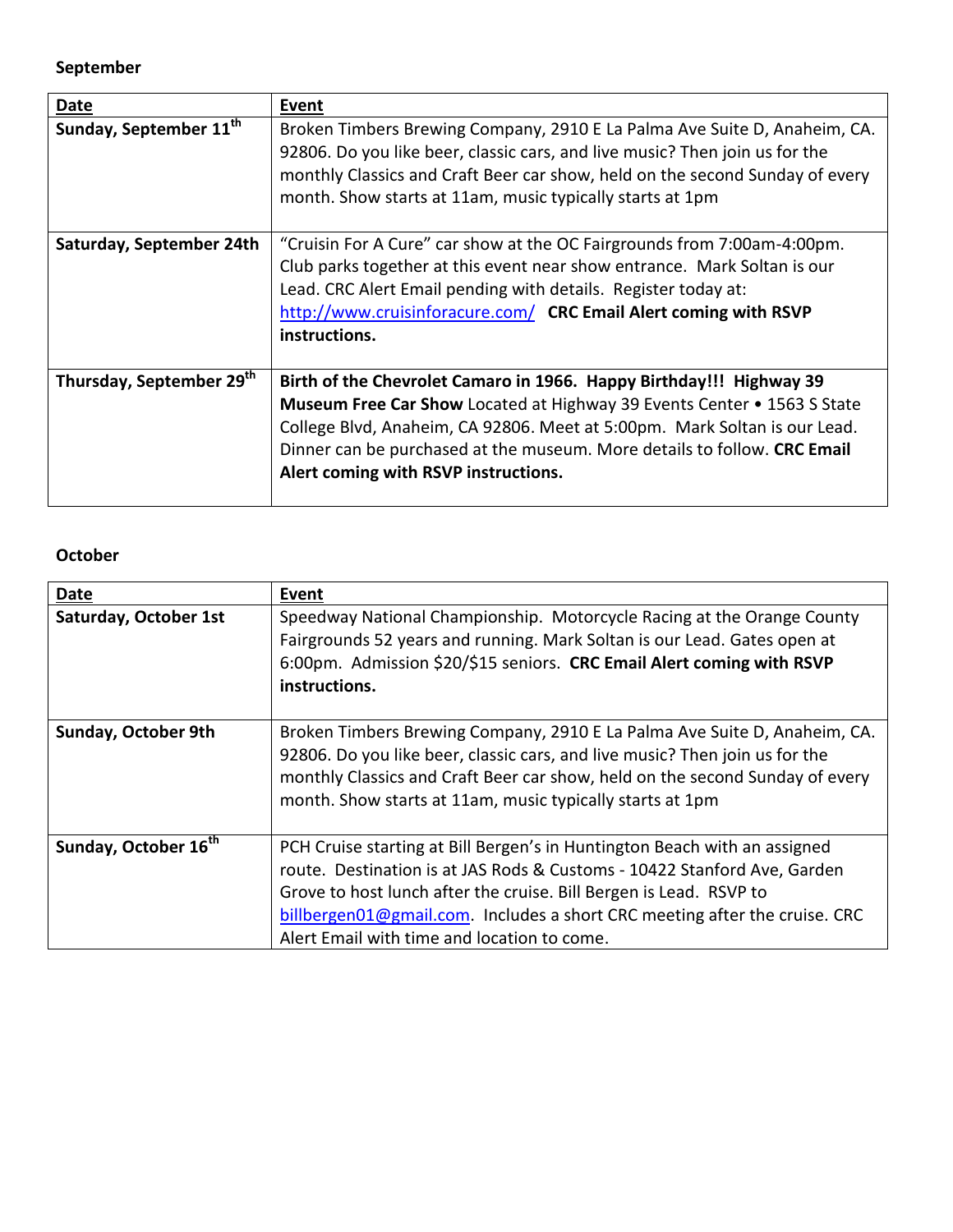**September**

| Date | Event |
|---|---|
| **Sunday, September 11th** | Broken Timbers Brewing Company, 2910 E La Palma Ave Suite D, Anaheim, CA. 92806. Do you like beer, classic cars, and live music? Then join us for the monthly Classics and Craft Beer car show, held on the second Sunday of every month. Show starts at 11am, music typically starts at 1pm |
| **Saturday, September 24th** | "Cruisin For A Cure" car show at the OC Fairgrounds from 7:00am-4:00pm. Club parks together at this event near show entrance. Mark Soltan is our Lead. CRC Alert Email pending with details. Register today at: http://www.cruisinforacure.com/ **CRC Email Alert coming with RSVP instructions.** |
| **Thursday, September 29th** | **Birth of the Chevrolet Camaro in 1966. Happy Birthday!!! Highway 39 Museum Free Car Show** Located at Highway 39 Events Center • 1563 S State College Blvd, Anaheim, CA 92806. Meet at 5:00pm. Mark Soltan is our Lead. Dinner can be purchased at the museum. More details to follow. **CRC Email Alert coming with RSVP instructions.** |

**October**

| Date | Event |
|---|---|
| **Saturday, October 1st** | Speedway National Championship. Motorcycle Racing at the Orange County Fairgrounds 52 years and running. Mark Soltan is our Lead. Gates open at 6:00pm. Admission $20/$15 seniors. **CRC Email Alert coming with RSVP instructions.** |
| **Sunday, October 9th** | Broken Timbers Brewing Company, 2910 E La Palma Ave Suite D, Anaheim, CA. 92806. Do you like beer, classic cars, and live music? Then join us for the monthly Classics and Craft Beer car show, held on the second Sunday of every month. Show starts at 11am, music typically starts at 1pm |
| **Sunday, October 16th** | PCH Cruise starting at Bill Bergen's in Huntington Beach with an assigned route. Destination is at JAS Rods & Customs - 10422 Stanford Ave, Garden Grove to host lunch after the cruise. Bill Bergen is Lead. RSVP to billbergen01@gmail.com. Includes a short CRC meeting after the cruise. CRC Alert Email with time and location to come. |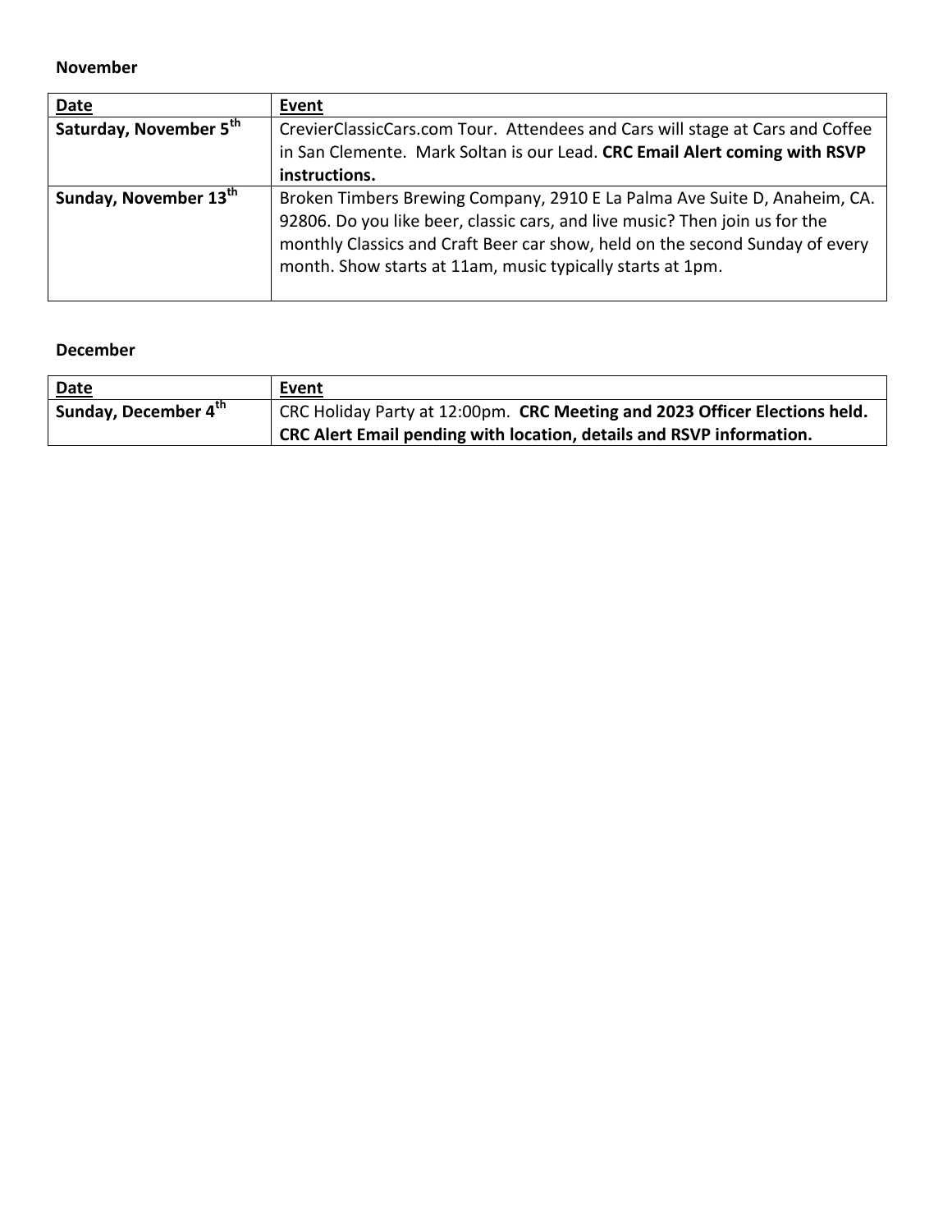**November**

| Date | Event |
|---|---|
| **Saturday, November 5th** | CrevierClassicCars.com Tour. Attendees and Cars will stage at Cars and Coffee in San Clemente. Mark Soltan is our Lead. **CRC Email Alert coming with RSVP instructions.** |
| **Sunday, November 13th** | Broken Timbers Brewing Company, 2910 E La Palma Ave Suite D, Anaheim, CA. 92806. Do you like beer, classic cars, and live music? Then join us for the monthly Classics and Craft Beer car show, held on the second Sunday of every month. Show starts at 11am, music typically starts at 1pm. |

**December**

| Date | Event |
|---|---|
| **Sunday, December 4th** | CRC Holiday Party at 12:00pm. **CRC Meeting and 2023 Officer Elections held. CRC Alert Email pending with location, details and RSVP information.** |